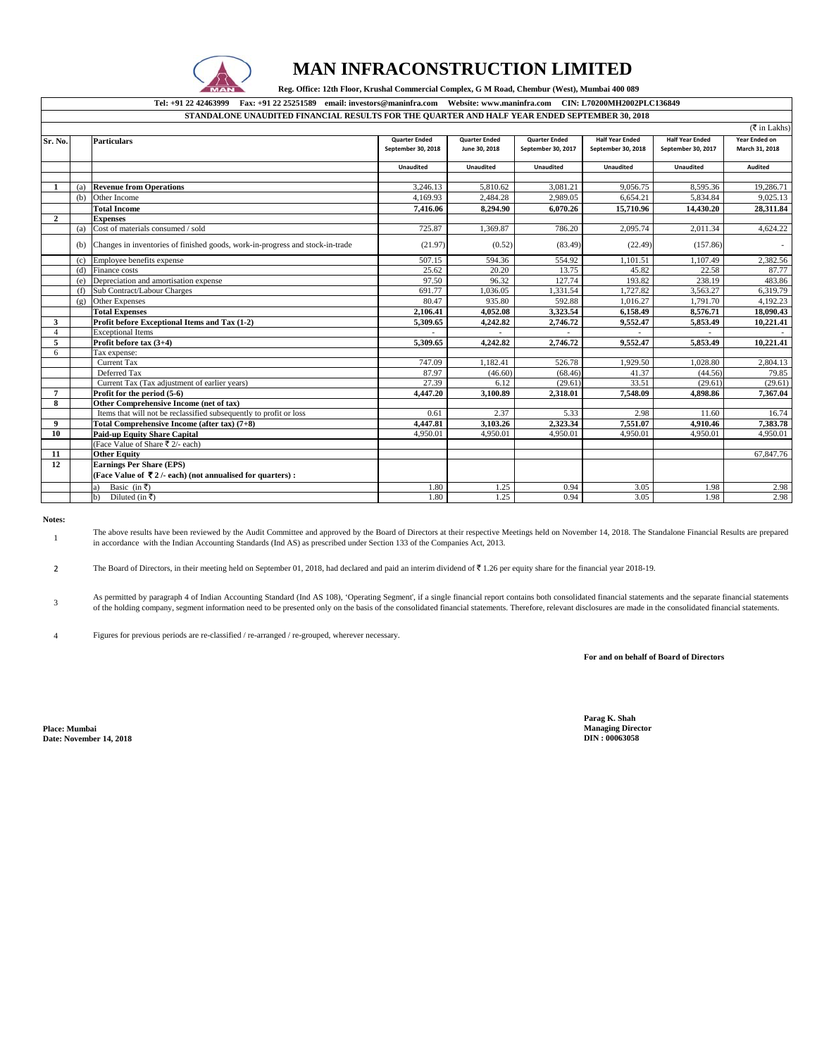# MAN INFRACONSTRUCTION LIMITED

**Reg. Office: 12th Floor, Krushal Commercial Complex, G M Road, Chembur (West), Mumbai 400 089**

**Tel: +91 22 42463999 Fax: +91 22 25251589 email: investors@maninfra.com Website: www.maninfra.com CIN: L70200MH2002PLC136849**

**STANDALONE UNAUDITED FINANCIAL RESULTS FOR THE QUARTER AND HALF YEAR ENDED SEPTEMBER 30, 2018**

(₹ in Lakhs)

| Sr. No. | | Particulars | Quarter Ended September 30, 2018 | Quarter Ended June 30, 2018 | Quarter Ended September 30, 2017 | Half Year Ended September 30, 2018 | Half Year Ended September 30, 2017 | Year Ended on March 31, 2018 |
|---|---|---|---|---|---|---|---|---|
| | | | Unaudited | Unaudited | Unaudited | Unaudited | Unaudited | Audited |
| **1** | (a) | **Revenue from Operations** | 3,246.13 | 5,810.62 | 3,081.21 | 9,056.75 | 8,595.36 | 19,286.71 |
| | (b) | Other Income | 4,169.93 | 2,484.28 | 2,989.05 | 6,654.21 | 5,834.84 | 9,025.13 |
| | | **Total Income** | **7,416.06** | **8,294.90** | **6,070.26** | **15,710.96** | **14,430.20** | **28,311.84** |
| **2** | | **Expenses** | | | | | | |
| | (a) | Cost of materials consumed / sold | 725.87 | 1,369.87 | 786.20 | 2,095.74 | 2,011.34 | 4,624.22 |
| | (b) | Changes in inventories of finished goods, work-in-progress and stock-in-trade | (21.97) | (0.52) | (83.49) | (22.49) | (157.86) | - |
| | (c) | Employee benefits expense | 507.15 | 594.36 | 554.92 | 1,101.51 | 1,107.49 | 2,382.56 |
| | (d) | Finance costs | 25.62 | 20.20 | 13.75 | 45.82 | 22.58 | 87.77 |
| | (e) | Depreciation and amortisation expense | 97.50 | 96.32 | 127.74 | 193.82 | 238.19 | 483.86 |
| | (f) | Sub Contract/Labour Charges | 691.77 | 1,036.05 | 1,331.54 | 1,727.82 | 3,563.27 | 6,319.79 |
| | (g) | Other Expenses | 80.47 | 935.80 | 592.88 | 1,016.27 | 1,791.70 | 4,192.23 |
| | | **Total Expenses** | **2,106.41** | **4,052.08** | **3,323.54** | **6,158.49** | **8,576.71** | **18,090.43** |
| **3** | | **Profit before Exceptional Items and Tax (1-2)** | **5,309.65** | **4,242.82** | **2,746.72** | **9,552.47** | **5,853.49** | **10,221.41** |
| 4 | | Exceptional Items | - | - | - | - | - | - |
| **5** | | **Profit before tax (3+4)** | **5,309.65** | **4,242.82** | **2,746.72** | **9,552.47** | **5,853.49** | **10,221.41** |
| 6 | | Tax expense: | | | | | | |
| | | Current Tax | 747.09 | 1,182.41 | 526.78 | 1,929.50 | 1,028.80 | 2,804.13 |
| | | Deferred Tax | 87.97 | (46.60) | (68.46) | 41.37 | (44.56) | 79.85 |
| | | Current Tax (Tax adjustment of earlier years) | 27.39 | 6.12 | (29.61) | 33.51 | (29.61) | (29.61) |
| **7** | | **Profit for the period (5-6)** | **4,447.20** | **3,100.89** | **2,318.01** | **7,548.09** | **4,898.86** | **7,367.04** |
| **8** | | **Other Comprehensive Income (net of tax)** | | | | | | |
| | | Items that will not be reclassified subsequently to profit or loss | 0.61 | 2.37 | 5.33 | 2.98 | 11.60 | 16.74 |
| **9** | | **Total Comprehensive Income (after tax) (7+8)** | **4,447.81** | **3,103.26** | **2,323.34** | **7,551.07** | **4,910.46** | **7,383.78** |
| **10** | | **Paid-up Equity Share Capital** | 4,950.01 | 4,950.01 | 4,950.01 | 4,950.01 | 4,950.01 | 4,950.01 |
| | | (Face Value of Share ₹ 2/- each) | | | | | | |
| **11** | | **Other Equity** | | | | | | 67,847.76 |
| **12** | | **Earnings Per Share (EPS)** **(Face Value of ₹ 2 /- each) (not annualised for quarters) :** | | | | | | |
| | | a) Basic (in ₹) | 1.80 | 1.25 | 0.94 | 3.05 | 1.98 | 2.98 |
| | | b) Diluted (in ₹) | 1.80 | 1.25 | 0.94 | 3.05 | 1.98 | 2.98 |

**Notes:**

1. The above results have been reviewed by the Audit Committee and approved by the Board of Directors at their respective Meetings held on November 14, 2018. The Standalone Financial Results are prepared in accordance with the Indian Accounting Standards (Ind AS) as prescribed under Section 133 of the Companies Act, 2013.

2. The Board of Directors, in their meeting held on September 01, 2018, had declared and paid an interim dividend of ₹ 1.26 per equity share for the financial year 2018-19.

3. As permitted by paragraph 4 of Indian Accounting Standard (Ind AS 108), 'Operating Segment', if a single financial report contains both consolidated financial statements and the separate financial statements of the holding company, segment information need to be presented only on the basis of the consolidated financial statements. Therefore, relevant disclosures are made in the consolidated financial statements.

4. Figures for previous periods are re-classified / re-arranged / re-grouped, wherever necessary.

**For and on behalf of Board of Directors**

**Parag K. Shah**
**Managing Director**
**DIN : 00063058**

**Place: Mumbai**
**Date: November 14, 2018**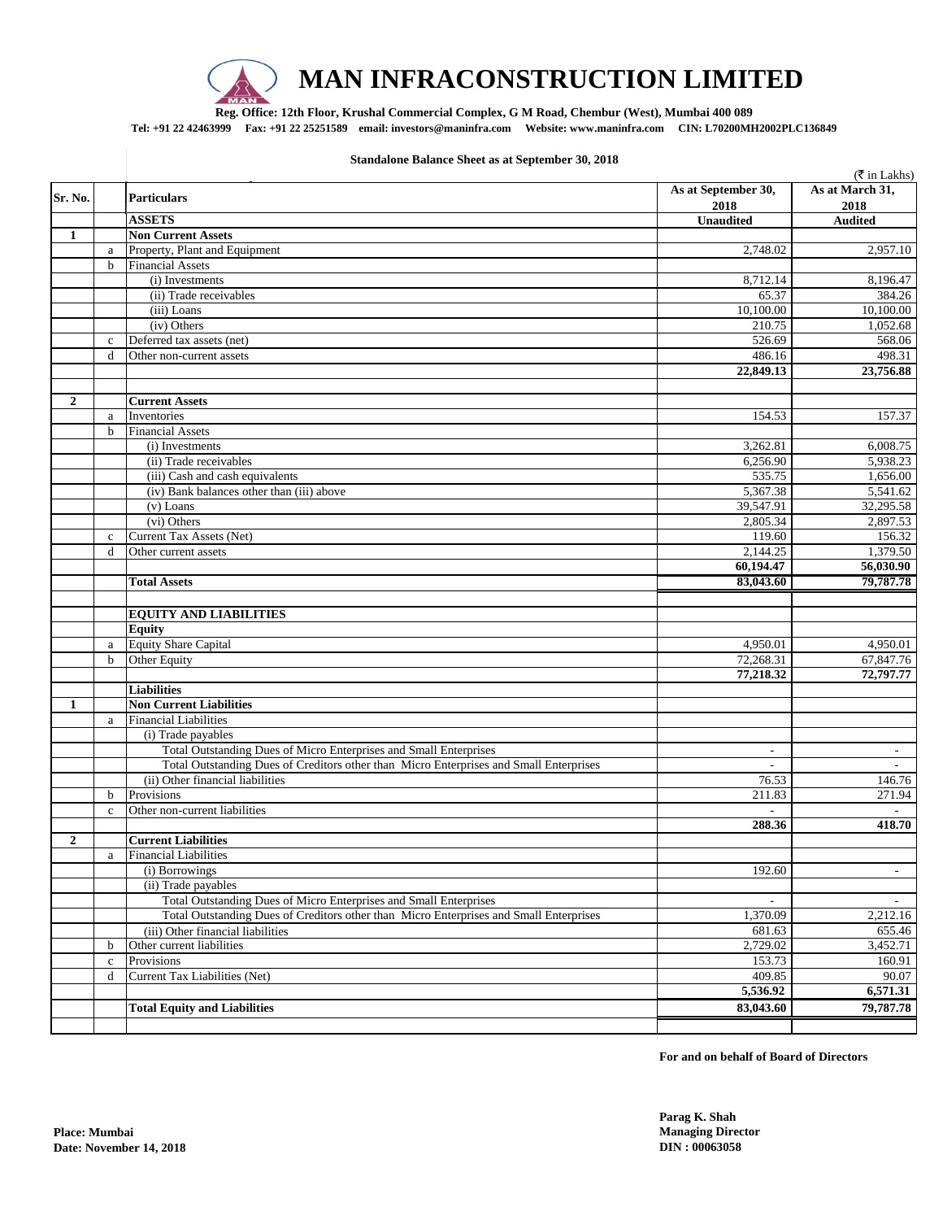# MAN INFRACONSTRUCTION LIMITED

**Reg. Office: 12th Floor, Krushal Commercial Complex, G M Road, Chembur (West), Mumbai 400 089**

**Tel: +91 22 42463999 Fax: +91 22 25251589 email: investors@maninfra.com Website: www.maninfra.com CIN: L70200MH2002PLC136849**

**Standalone Balance Sheet as at September 30, 2018**

(₹ in Lakhs)

| Sr. No. | | Particulars | As at September 30, 2018 | As at March 31, 2018 |
|---|---|---|---|---|
| | | **ASSETS** | **Unaudited** | **Audited** |
| **1** | | **Non Current Assets** | | |
| | a | Property, Plant and Equipment | 2,748.02 | 2,957.10 |
| | b | Financial Assets | | |
| | | (i) Investments | 8,712.14 | 8,196.47 |
| | | (ii) Trade receivables | 65.37 | 384.26 |
| | | (iii) Loans | 10,100.00 | 10,100.00 |
| | | (iv) Others | 210.75 | 1,052.68 |
| | c | Deferred tax assets (net) | 526.69 | 568.06 |
| | d | Other non-current assets | 486.16 | 498.31 |
| | | | **22,849.13** | **23,756.88** |
| **2** | | **Current Assets** | | |
| | a | Inventories | 154.53 | 157.37 |
| | b | Financial Assets | | |
| | | (i) Investments | 3,262.81 | 6,008.75 |
| | | (ii) Trade receivables | 6,256.90 | 5,938.23 |
| | | (iii) Cash and cash equivalents | 535.75 | 1,656.00 |
| | | (iv) Bank balances other than (iii) above | 5,367.38 | 5,541.62 |
| | | (v) Loans | 39,547.91 | 32,295.58 |
| | | (vi) Others | 2,805.34 | 2,897.53 |
| | c | Current Tax Assets (Net) | 119.60 | 156.32 |
| | d | Other current assets | 2,144.25 | 1,379.50 |
| | | | **60,194.47** | **56,030.90** |
| | | **Total Assets** | **83,043.60** | **79,787.78** |
| | | **EQUITY AND LIABILITIES** | | |
| | | **Equity** | | |
| | a | Equity Share Capital | 4,950.01 | 4,950.01 |
| | b | Other Equity | 72,268.31 | 67,847.76 |
| | | | **77,218.32** | **72,797.77** |
| | | **Liabilities** | | |
| **1** | | **Non Current Liabilities** | | |
| | a | Financial Liabilities | | |
| | | (i) Trade payables | | |
| | | Total Outstanding Dues of Micro Enterprises and Small Enterprises | - | - |
| | | Total Outstanding Dues of Creditors other than Micro Enterprises and Small Enterprises | - | - |
| | | (ii) Other financial liabilities | 76.53 | 146.76 |
| | b | Provisions | 211.83 | 271.94 |
| | c | Other non-current liabilities | - | - |
| | | | **288.36** | **418.70** |
| **2** | | **Current Liabilities** | | |
| | a | Financial Liabilities | | |
| | | (i) Borrowings | 192.60 | - |
| | | (ii) Trade payables | | |
| | | Total Outstanding Dues of Micro Enterprises and Small Enterprises | - | - |
| | | Total Outstanding Dues of Creditors other than Micro Enterprises and Small Enterprises | 1,370.09 | 2,212.16 |
| | | (iii) Other financial liabilities | 681.63 | 655.46 |
| | b | Other current liabilities | 2,729.02 | 3,452.71 |
| | c | Provisions | 153.73 | 160.91 |
| | d | Current Tax Liabilities (Net) | 409.85 | 90.07 |
| | | | **5,536.92** | **6,571.31** |
| | | **Total Equity and Liabilities** | **83,043.60** | **79,787.78** |

**For and on behalf of Board of Directors**

**Parag K. Shah**
**Managing Director**
**DIN : 00063058**

**Place: Mumbai**
**Date: November 14, 2018**